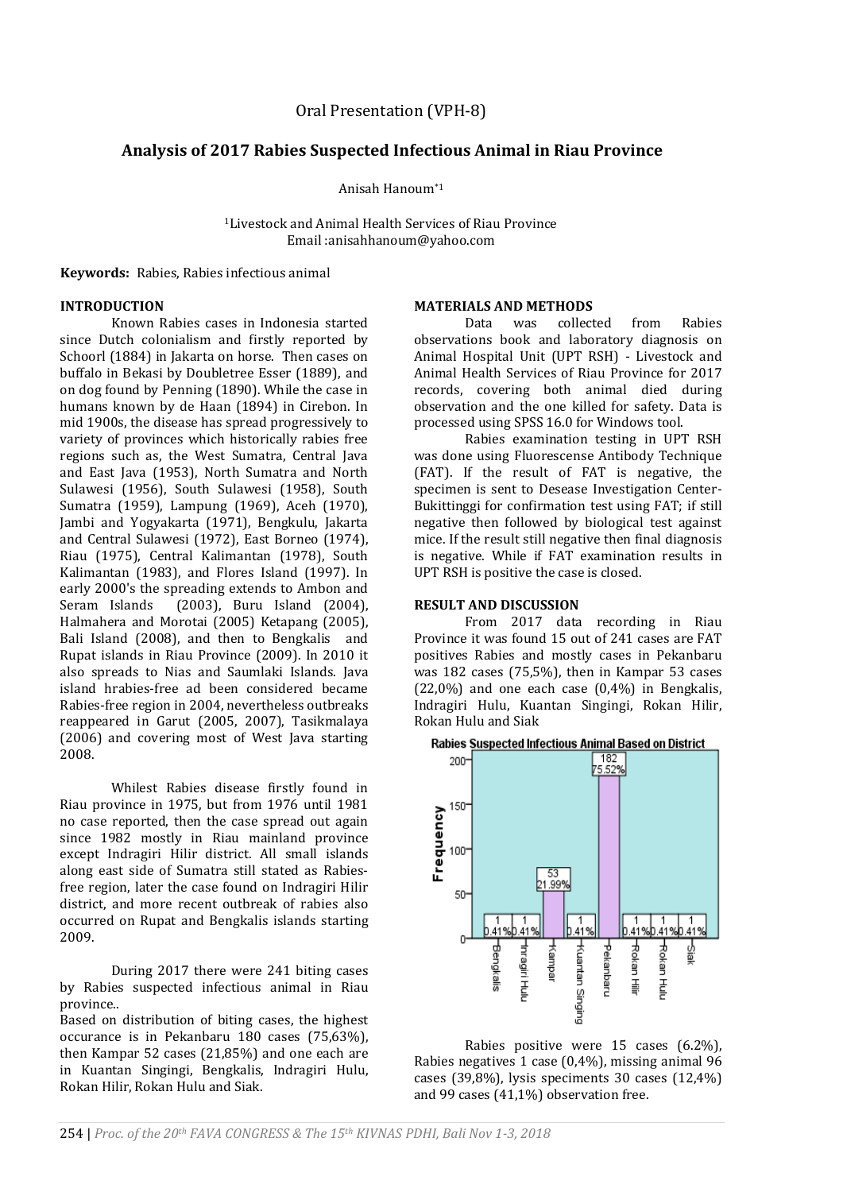Oral Presentation (VPH-8)

# Analysis of 2017 Rabies Suspected Infectious Animal in Riau Province

Anisah Hanoum*[1]

[1]Livestock and Animal Health Services of Riau Province
Email :anisahhanoum@yahoo.com

**Keywords:** Rabies, Rabies infectious animal

## INTRODUCTION

Known Rabies cases in Indonesia started since Dutch colonialism and firstly reported by Schoorl (1884) in Jakarta on horse. Then cases on buffalo in Bekasi by Doubletree Esser (1889), and on dog found by Penning (1890). While the case in humans known by de Haan (1894) in Cirebon. In mid 1900s, the disease has spread progressively to variety of provinces which historically rabies free regions such as, the West Sumatra, Central Java and East Java (1953), North Sumatra and North Sulawesi (1956), South Sulawesi (1958), South Sumatra (1959), Lampung (1969), Aceh (1970), Jambi and Yogyakarta (1971), Bengkulu, Jakarta and Central Sulawesi (1972), East Borneo (1974), Riau (1975), Central Kalimantan (1978), South Kalimantan (1983), and Flores Island (1997). In early 2000's the spreading extends to Ambon and Seram Islands (2003), Buru Island (2004), Halmahera and Morotai (2005) Ketapang (2005), Bali Island (2008), and then to Bengkalis and Rupat islands in Riau Province (2009). In 2010 it also spreads to Nias and Saumlaki Islands. Java island hrabies-free ad been considered became Rabies-free region in 2004, nevertheless outbreaks reappeared in Garut (2005, 2007), Tasikmalaya (2006) and covering most of West Java starting 2008.

Whilest Rabies disease firstly found in Riau province in 1975, but from 1976 until 1981 no case reported, then the case spread out again since 1982 mostly in Riau mainland province except Indragiri Hilir district. All small islands along east side of Sumatra still stated as Rabies-free region, later the case found on Indragiri Hilir district, and more recent outbreak of rabies also occurred on Rupat and Bengkalis islands starting 2009.

During 2017 there were 241 biting cases by Rabies suspected infectious animal in Riau province..

Based on distribution of biting cases, the highest occurance is in Pekanbaru 180 cases (75,63%), then Kampar 52 cases (21,85%) and one each are in Kuantan Singingi, Bengkalis, Indragiri Hulu, Rokan Hilir, Rokan Hulu and Siak.

## MATERIALS AND METHODS

Data was collected from Rabies observations book and laboratory diagnosis on Animal Hospital Unit (UPT RSH) - Livestock and Animal Health Services of Riau Province for 2017 records, covering both animal died during observation and the one killed for safety. Data is processed using SPSS 16.0 for Windows tool.

Rabies examination testing in UPT RSH was done using Fluorescense Antibody Technique (FAT). If the result of FAT is negative, the specimen is sent to Desease Investigation Center-Bukittinggi for confirmation test using FAT; if still negative then followed by biological test against mice. If the result still negative then final diagnosis is negative. While if FAT examination results in UPT RSH is positive the case is closed.

## RESULT AND DISCUSSION

From 2017 data recording in Riau Province it was found 15 out of 241 cases are FAT positives Rabies and mostly cases in Pekanbaru was 182 cases (75,5%), then in Kampar 53 cases (22,0%) and one each case (0,4%) in Bengkalis, Indragiri Hulu, Kuantan Singingi, Rokan Hilir, Rokan Hulu and Siak

**Rabies Suspected Infectious Animal Based on District**

| District | Frequency | Percent |
|---|---|---|
| Bengkalis | 1 | 0.41% |
| Inragiri Hulu | 1 | 0.41% |
| Kampar | 53 | 21.99% |
| Kuantan Singing | 1 | 0.41% |
| Pekanbaru | 182 | 75.52% |
| Rokan Hilir | 1 | 0.41% |
| Rokan Hulu | 1 | 0.41% |
| Siak | 1 | 0.41% |

Rabies positive were 15 cases (6.2%), Rabies negatives 1 case (0,4%), missing animal 96 cases (39,8%), lysis speciments 30 cases (12,4%) and 99 cases (41,1%) observation free.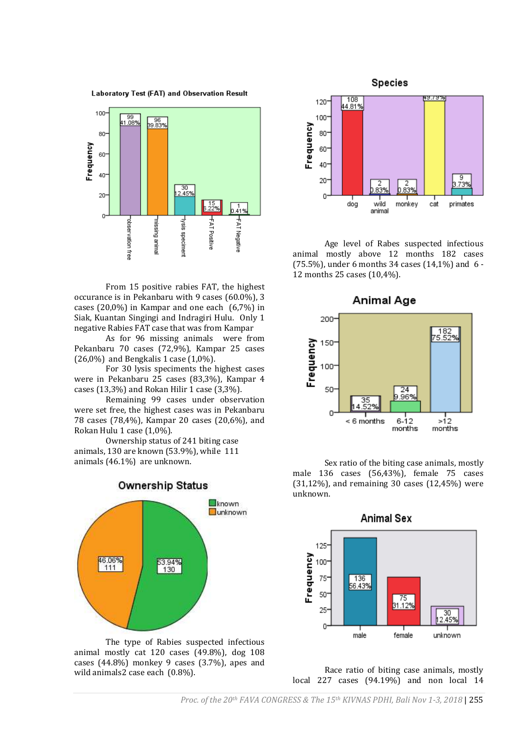Laboratory Test (FAT) and Observation Result

From 15 positive rabies FAT, the highest occurance is in Pekanbaru with 9 cases (60.0%), 3 cases (20,0%) in Kampar and one each (6,7%) in Siak, Kuantan Singingi and Indragiri Hulu. Only 1 negative Rabies FAT case that was from Kampar

As for 96 missing animals were from Pekanbaru 70 cases (72,9%), Kampar 25 cases (26,0%) and Bengkalis 1 case (1,0%).

For 30 lysis speciments the highest cases were in Pekanbaru 25 cases (83,3%), Kampar 4 cases (13,3%) and Rokan Hilir 1 case (3,3%).

Remaining 99 cases under observation were set free, the highest cases was in Pekanbaru 78 cases (78,4%), Kampar 20 cases (20,6%), and Rokan Hulu 1 case (1,0%).

Ownership status of 241 biting case animals, 130 are known (53.9%), while 111 animals (46.1%) are unknown.

Ownership Status

The type of Rabies suspected infectious animal mostly cat 120 cases (49.8%), dog 108 cases (44.8%) monkey 9 cases (3.7%), apes and wild animals2 case each (0.8%).

Species

Age level of Rabes suspected infectious animal mostly above 12 months 182 cases (75.5%), under 6 months 34 cases (14,1%) and 6 - 12 months 25 cases (10,4%).

Animal Age

Sex ratio of the biting case animals, mostly male 136 cases (56,43%), female 75 cases (31,12%), and remaining 30 cases (12,45%) were unknown.

Animal Sex

Race ratio of biting case animals, mostly local 227 cases (94.19%) and non local 14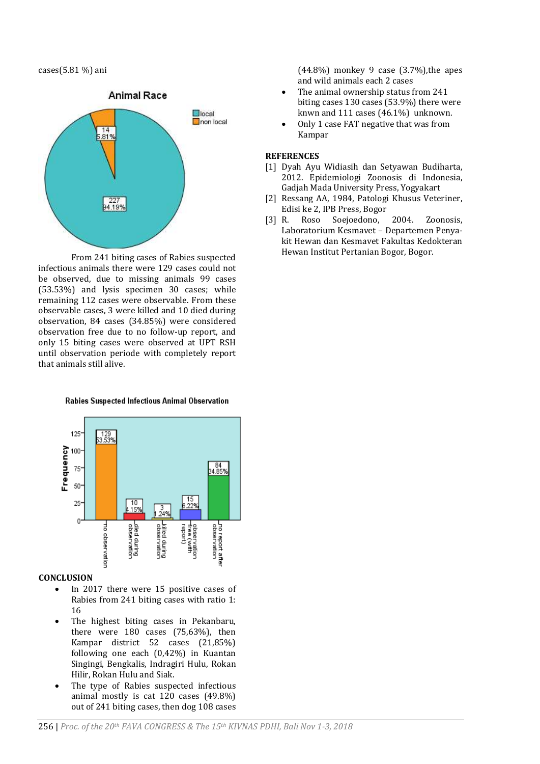cases(5.81 %) ani

Animal Race

local
non local

14
5.81%

227
94.19%

From 241 biting cases of Rabies suspected infectious animals there were 129 cases could not be observed, due to missing animals 99 cases (53.53%) and lysis specimen 30 cases; while remaining 112 cases were observable. From these observable cases, 3 were killed and 10 died during observation, 84 cases (34.85%) were considered observation free due to no follow-up report, and only 15 biting cases were observed at UPT RSH until observation periode with completely report that animals still alive.

Rabies Suspected Infectious Animal Observation

Frequency

125
100
75
50
25
0

129
53.53%

10
4.15%

3
1.24%

15
6.22%

84
34.85%

no observation
died during observation
killed during observation
observation free (with report)
no report after observation

## CONCLUSION

- In 2017 there were 15 positive cases of Rabies from 241 biting cases with ratio 1: 16
- The highest biting cases in Pekanbaru, there were 180 cases (75,63%), then Kampar district 52 cases (21,85%) following one each (0,42%) in Kuantan Singingi, Bengkalis, Indragiri Hulu, Rokan Hilir, Rokan Hulu and Siak.
- The type of Rabies suspected infectious animal mostly is cat 120 cases (49.8%) out of 241 biting cases, then dog 108 cases (44.8%) monkey 9 case (3.7%),the apes and wild animals each 2 cases
- The animal ownership status from 241 biting cases 130 cases (53.9%) there were knwn and 111 cases (46.1%) unknown.
- Only 1 case FAT negative that was from Kampar

## REFERENCES

[1] Dyah Ayu Widiasih dan Setyawan Budiharta, 2012. Epidemiologi Zoonosis di Indonesia, Gadjah Mada University Press, Yogyakart

[2] Ressang AA, 1984, Patologi Khusus Veteriner, Edisi ke 2, IPB Press, Bogor

[3] R. Roso Soejoedono, 2004. Zoonosis, Laboratorium Kesmavet – Departemen Penyakit Hewan dan Kesmavet Fakultas Kedokteran Hewan Institut Pertanian Bogor, Bogor.